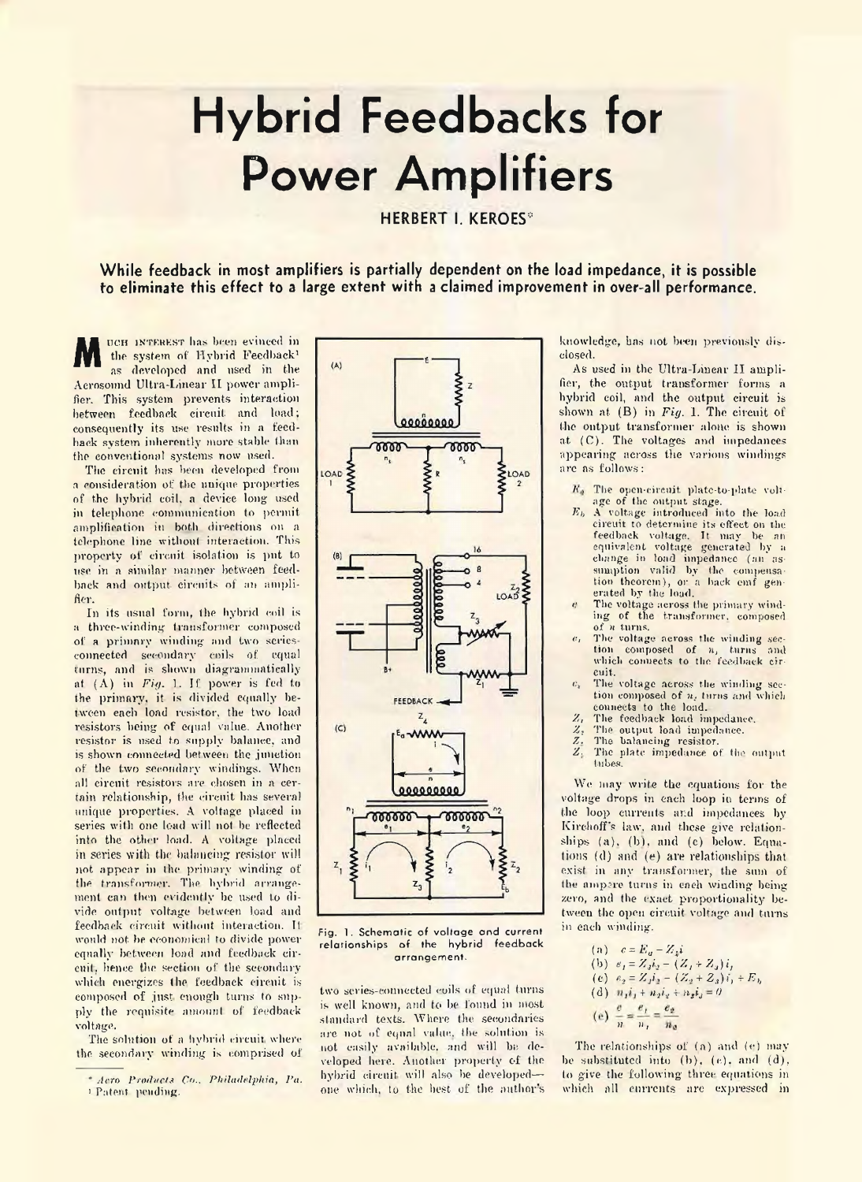# Hybrid Feedbacks for Power Amplifiers

**HERBERT I. KEROES***

**While feedback in most amplifiers is partially dependent on the load impedance, it is possible to eliminate this effect to a large extent with a claimed improvement in over-all performance.**

MUCH INTEREST has been evinced in the system of Hybrid Feedback[1] as developed and used in the Acrosound Ultra-Linear II power amplifier. This system prevents interaction between feedback circuit and load; consequently its use results in a feedback system inherently more stable than the conventional systems now used.

The circuit has been developed from a consideration of the unique properties of the hybrid coil, a device long used in telephone communication to permit amplification in both directions on a telephone line without interaction. This property of circuit isolation is put to use in a similar manner between feedback and output circuits of an amplifier.

In its usual form, the hybrid coil is a three-winding transformer composed of a primary winding and two series-connected secondary coils of equal turns, and is shown diagrammatically at (A) in *Fig.* 1. If power is fed to the primary, it is divided equally between each load resistor, the two load resistors being of equal value. Another resistor is used to supply balance, and is shown connected between the junction of the two secondary windings. When all circuit resistors are chosen in a certain relationship, the circuit has several unique properties. A voltage placed in series with one load will not be reflected into the other load. A voltage placed in series with the balancing resistor will not appear in the primary winding of the transformer. The hybrid arrangement can then evidently be used to divide output voltage between load and feedback circuit without interaction. It would not be economical to divide power equally between load and feedback circuit, hence the section of the secondary which energizes the feedback circuit is composed of just enough turns to supply the requisite amount of feedback voltage.

The solution of a hybrid circuit where the secondary winding is comprised of two series-connected coils of equal turns is well known, and to be found in most standard texts. Where the secondaries are not of equal value, the solution is not easily available, and will be developed here. Another property of the hybrid circuit will also be developed—one which, to the best of the author's knowledge, has not been previously disclosed.

Fig. 1. Schematic of voltage and current relationships of the hybrid feedback arrangement.

As used in the Ultra-Linear II amplifier, the output transformer forms a hybrid coil, and the output circuit is shown at (B) in *Fig.* 1. The circuit of the output transformer alone is shown at (C). The voltages and impedances appearing across the various windings are as follows:

- $E_o$ The open-circuit plate-to-plate voltage of the output stage.
- $E_b$ A voltage introduced into the load circuit to determine its effect on the feedback voltage. It may be an equivalent voltage generated by a change in load impedance (an assumption valid by the compensation theorem), or a back emf generated by the load.
- $e$ The voltage across the primary winding of the transformer, composed of $n$ turns.
- $e_1$ The voltage across the winding section composed of $n_1$ turns and which connects to the feedback circuit.
- $e_2$ The voltage across the winding section composed of $n_2$ turns and which connects to the load.
- $Z_1$ The feedback load impedance.
- $Z_2$ The output load impedance.
- $Z_3$ The balancing resistor.
- $Z_4$ The plate impedance of the output tubes.

We may write the equations for the voltage drops in each loop in terms of the loop currents and impedances by Kirchoff's law, and these give relationships (a), (b), and (c) below. Equations (d) and (e) are relationships that exist in any transformer, the sum of the ampere turns in each winding being zero, and the exact proportionality between the open circuit voltage and turns in each winding.

(a) $e = E_o - Z_4 i$

(b) $e_1 = Z_3 i_2 - (Z_1 + Z_3) i_1$

(c) $e_2 = Z_3 i_1 - (Z_2 + Z_3) i_2 + E_b$

(d) $n_1 i_1 + n_2 i_2 + n_3 i_3 = 0$

(e) $\dfrac{e}{n} = \dfrac{e_1}{n_1} = \dfrac{e_2}{n_2}$

The relationships of (a) and (e) may be substituted into (b), (c), and (d), to give the following three equations in which all currents are expressed in

---

\* *Acro Products Co., Philadelphia, Pa.*

[1] Patent pending.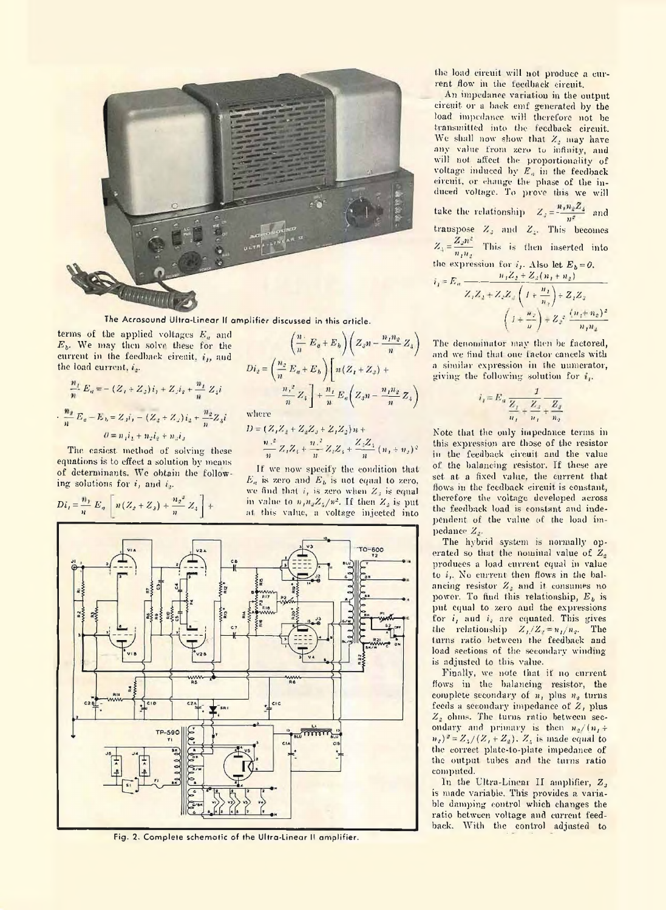The Acrosound Ultra-Linear II amplifier discussed in this article.

terms of the applied voltages $E_a$ and $E_b$. We may then solve these for the current in the feedback circuit, $i_1$, and the load current, $i_2$.

$$\frac{n_1}{n} E_a = -(Z_1 + Z_3) i_1 + Z_3 i_2 + \frac{n_1}{n} Z_4 i$$

$$\frac{n_2}{n} E_a - E_b = Z_3 i_1 - (Z_2 + Z_3) i_2 + \frac{n_2}{n} Z_4 i$$

$$0 = n_1 i_1 + n_2 i_2 + n_3 i_3$$

The easiest method of solving these equations is to effect a solution by means of determinants. We obtain the following solutions for $i_1$ and $i_2$.

$$Di_1 = \frac{n_1}{n} E_a \left[ n(Z_2 + Z_3) + \frac{n_2^2}{n} Z_4 \right] + \left(\frac{n_2}{n} E_a + E_b\right)\left(Z_3 n - \frac{n_1 n_2}{n} Z_4\right)$$

$$Di_2 = \left(\frac{n_2}{n} E_a + E_b\right)\left[ n(Z_1 + Z_3) + \frac{n_1^2}{n} Z_4 \right] + \frac{n_1}{n} E_a \left(Z_3 n - \frac{n_1 n_2}{n} Z_4\right)$$

where

$$D = (Z_1 Z_2 + Z_2 Z_3 + Z_1 Z_3) n + \frac{n_2^2}{n} Z_1 Z_4 + \frac{n_1^2}{n} Z_2 Z_4 + \frac{Z_3 Z_4}{n}(n_1 + n_2)^2$$

If we now specify the condition that $E_a$ is zero and $E_b$ is not equal to zero, we find that $i_1$ is zero when $Z_3$ is equal in value to $n_1 n_2 Z_4 / n^2$. If then $Z_3$ is put at this value, a voltage injected into the load circuit will not produce a current flow in the feedback circuit.

An impedance variation in the output circuit or a back emf generated by the load impedance will therefore not be transmitted into the feedback circuit. We shall now show that $Z_2$ may have any value from zero to infinity, and will not affect the proportionality of voltage induced by $E_a$ in the feedback circuit, or change the phase of the induced voltage. To prove this we will take the relationship $Z_3 = \frac{n_1 n_2 Z_4}{n^2}$ and transpose $Z_3$ and $Z_4$. This becomes $Z_4 = \frac{Z_3 n^2}{n_1 n_2}$ This is then inserted into the expression for $i_1$. Also let $E_b = 0$.

$$i_1 = E_a \frac{n_1 Z_2 + Z_3(n_1 + n_2)}{Z_1 Z_2 + Z_2 Z_3 \left(1 + \frac{n_1}{n_2}\right) + Z_1 Z_3 \left(1 + \frac{n_2}{n}\right) + Z_3^2 \frac{(n_1 + n_2)^2}{n_1 n_2}}$$

The denominator may then be factored, and we find that one factor cancels with a similar expression in the numerator, giving the following solution for $i_1$.

$$i_1 = E_a \frac{1}{\frac{Z_1}{n_1} + \frac{Z_3}{n_1} + \frac{Z_3}{n_2}}$$

Note that the only impedance terms in this expression are those of the resistor in the feedback circuit and the value of the balancing resistor. If these are set at a fixed value, the current that flows in the feedback circuit is constant, therefore the voltage developed across the feedback load is constant and independent of the value of the load impedance $Z_2$.

The hybrid system is normally operated so that the nominal value of $Z_2$ produces a load current equal in value to $i_1$. No current then flows in the balancing resistor $Z_3$ and it consumes no power. To find this relationship, $E_b$ is put equal to zero and the expressions for $i_1$ and $i_2$ are equated. This gives the relationship $Z_1/Z_2 = n_1/n_2$. The turns ratio between the feedback and load sections of the secondary winding is adjusted to this value.

Finally, we note that if no current flows in the balancing resistor, the complete secondary of $n_1$ plus $n_2$ turns feeds a secondary impedance of $Z_1$ plus $Z_2$ ohms. The turns ratio between secondary and primary is then $n_2/(n_1 + n_2)^2 = Z_4/(Z_1 + Z_2)$. $Z_4$ is made equal to the correct plate-to-plate impedance of the output tubes and the turns ratio computed.

In the Ultra-Linear II amplifier, $Z_3$ is made variable. This provides a variable damping control which changes the ratio between voltage and current feedback. With the control adjusted to

Fig. 2. Complete schematic of the Ultra-Linear II amplifier.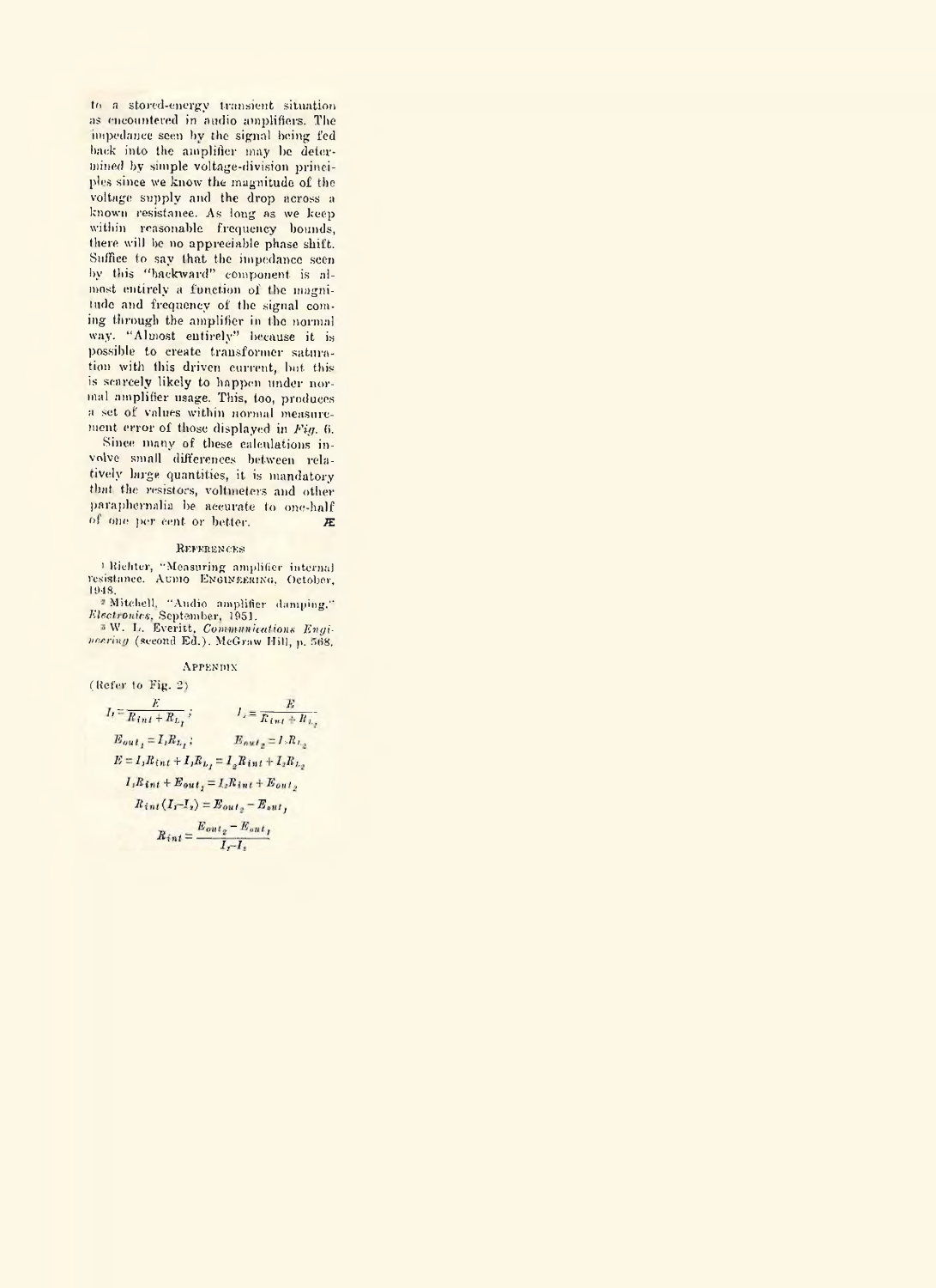to a stored-energy transient situation as encountered in audio amplifiers. The impedance seen by the signal being fed back into the amplifier may be determined by simple voltage-division principles since we know the magnitude of the voltage supply and the drop across a known resistance. As long as we keep within reasonable frequency bounds, there will be no appreciable phase shift. Suffice to say that the impedance seen by this "backward" component is almost entirely a function of the magnitude and frequency of the signal coming through the amplifier in the normal way. "Almost entirely" because it is possible to create transformer saturation with this driven current, but this is scarcely likely to happen under normal amplifier usage. This, too, produces a set of values within normal measurement error of those displayed in *Fig. 6*.

Since many of these calculations involve small differences between relatively large quantities, it is mandatory that the resistors, voltmeters and other paraphernalia be accurate to one-half of one per cent or better. Æ

### References

[1] Richter, "Measuring amplifier internal resistance. AUDIO ENGINEERING, October, 1948.

[2] Mitchell, "Audio amplifier damping." *Electronics*, September, 1951.

[3] W. L. Everitt, *Communications Engineering* (second Ed.). McGraw Hill, p. 568.

### Appendix

(Refer to Fig. 2)

$$I_1 = \frac{E}{R_{int} + R_{L_1}}; \qquad I_2 = \frac{E}{R_{int} + R_{L_2}}$$

$$E_{out_1} = I_1 R_{L_1}; \qquad E_{out_2} = I_2 R_{L_2}$$

$$E = I_1 R_{int} + I_1 R_{L_1} = I_2 R_{int} + I_2 R_{L_2}$$

$$I_1 R_{int} + E_{out_1} = I_2 R_{int} + E_{out_2}$$

$$R_{int}(I_1 - I_2) = E_{out_2} - E_{out_1}$$

$$R_{int} = \frac{E_{out_2} - E_{out_1}}{I_1 - I_2}$$